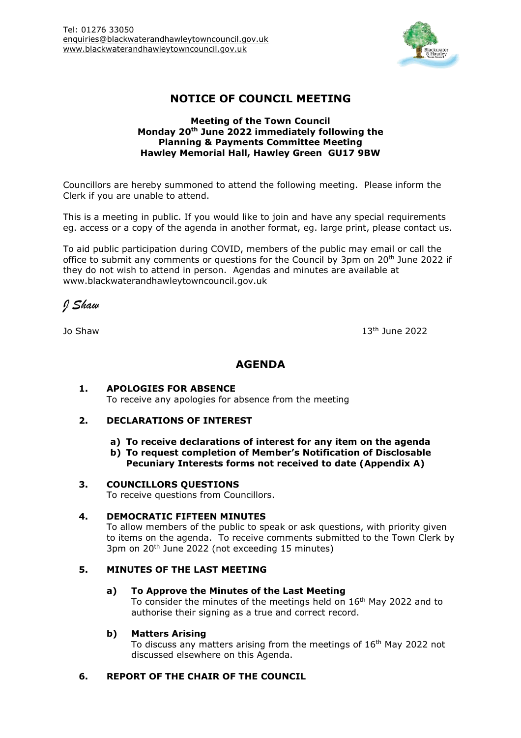Tel: 01276 33050
enquiries@blackwaterandhawleytowncouncil.gov.uk
www.blackwaterandhawleytowncouncil.gov.uk

# NOTICE OF COUNCIL MEETING

**Meeting of the Town Council**
**Monday 20th June 2022 immediately following the Planning & Payments Committee Meeting**
**Hawley Memorial Hall, Hawley Green GU17 9BW**

Councillors are hereby summoned to attend the following meeting. Please inform the Clerk if you are unable to attend.

This is a meeting in public. If you would like to join and have any special requirements eg. access or a copy of the agenda in another format, eg. large print, please contact us.

To aid public participation during COVID, members of the public may email or call the office to submit any comments or questions for the Council by 3pm on 20th June 2022 if they do not wish to attend in person. Agendas and minutes are available at www.blackwaterandhawleytowncouncil.gov.uk

*J Shaw*

Jo Shaw 13th June 2022

# AGENDA

**1. APOLOGIES FOR ABSENCE**
To receive any apologies for absence from the meeting

**2. DECLARATIONS OF INTEREST**

**a) To receive declarations of interest for any item on the agenda**
**b) To request completion of Member's Notification of Disclosable Pecuniary Interests forms not received to date (Appendix A)**

**3. COUNCILLORS QUESTIONS**
To receive questions from Councillors.

**4. DEMOCRATIC FIFTEEN MINUTES**
To allow members of the public to speak or ask questions, with priority given to items on the agenda. To receive comments submitted to the Town Clerk by 3pm on 20th June 2022 (not exceeding 15 minutes)

**5. MINUTES OF THE LAST MEETING**

**a) To Approve the Minutes of the Last Meeting**
To consider the minutes of the meetings held on 16th May 2022 and to authorise their signing as a true and correct record.

**b) Matters Arising**
To discuss any matters arising from the meetings of 16th May 2022 not discussed elsewhere on this Agenda.

**6. REPORT OF THE CHAIR OF THE COUNCIL**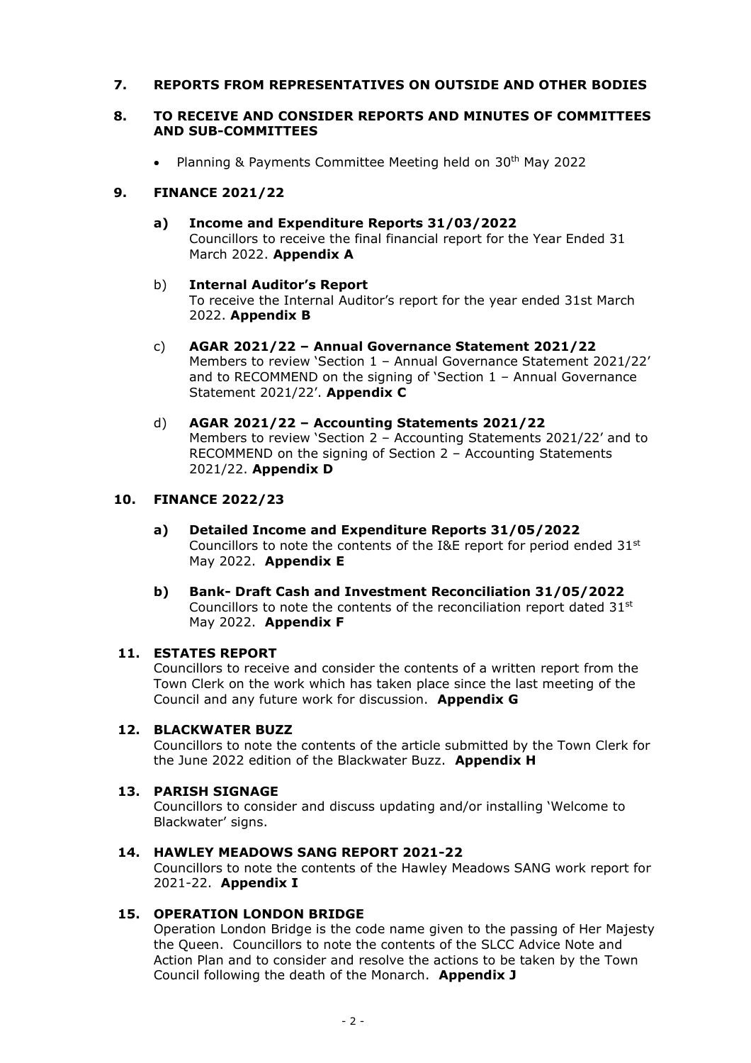**7. REPORTS FROM REPRESENTATIVES ON OUTSIDE AND OTHER BODIES**

**8. TO RECEIVE AND CONSIDER REPORTS AND MINUTES OF COMMITTEES AND SUB-COMMITTEES**

- Planning & Payments Committee Meeting held on 30th May 2022

**9. FINANCE 2021/22**

**a) Income and Expenditure Reports 31/03/2022**
Councillors to receive the final financial report for the Year Ended 31 March 2022. **Appendix A**

b) **Internal Auditor's Report**
To receive the Internal Auditor's report for the year ended 31st March 2022. **Appendix B**

c) **AGAR 2021/22 – Annual Governance Statement 2021/22**
Members to review 'Section 1 – Annual Governance Statement 2021/22' and to RECOMMEND on the signing of 'Section 1 – Annual Governance Statement 2021/22'. **Appendix C**

d) **AGAR 2021/22 – Accounting Statements 2021/22**
Members to review 'Section 2 – Accounting Statements 2021/22' and to RECOMMEND on the signing of Section 2 – Accounting Statements 2021/22. **Appendix D**

**10. FINANCE 2022/23**

**a) Detailed Income and Expenditure Reports 31/05/2022**
Councillors to note the contents of the I&E report for period ended 31st May 2022. **Appendix E**

**b) Bank- Draft Cash and Investment Reconciliation 31/05/2022**
Councillors to note the contents of the reconciliation report dated 31st May 2022. **Appendix F**

**11. ESTATES REPORT**
Councillors to receive and consider the contents of a written report from the Town Clerk on the work which has taken place since the last meeting of the Council and any future work for discussion. **Appendix G**

**12. BLACKWATER BUZZ**
Councillors to note the contents of the article submitted by the Town Clerk for the June 2022 edition of the Blackwater Buzz. **Appendix H**

**13. PARISH SIGNAGE**
Councillors to consider and discuss updating and/or installing 'Welcome to Blackwater' signs.

**14. HAWLEY MEADOWS SANG REPORT 2021-22**
Councillors to note the contents of the Hawley Meadows SANG work report for 2021-22. **Appendix I**

**15. OPERATION LONDON BRIDGE**
Operation London Bridge is the code name given to the passing of Her Majesty the Queen. Councillors to note the contents of the SLCC Advice Note and Action Plan and to consider and resolve the actions to be taken by the Town Council following the death of the Monarch. **Appendix J**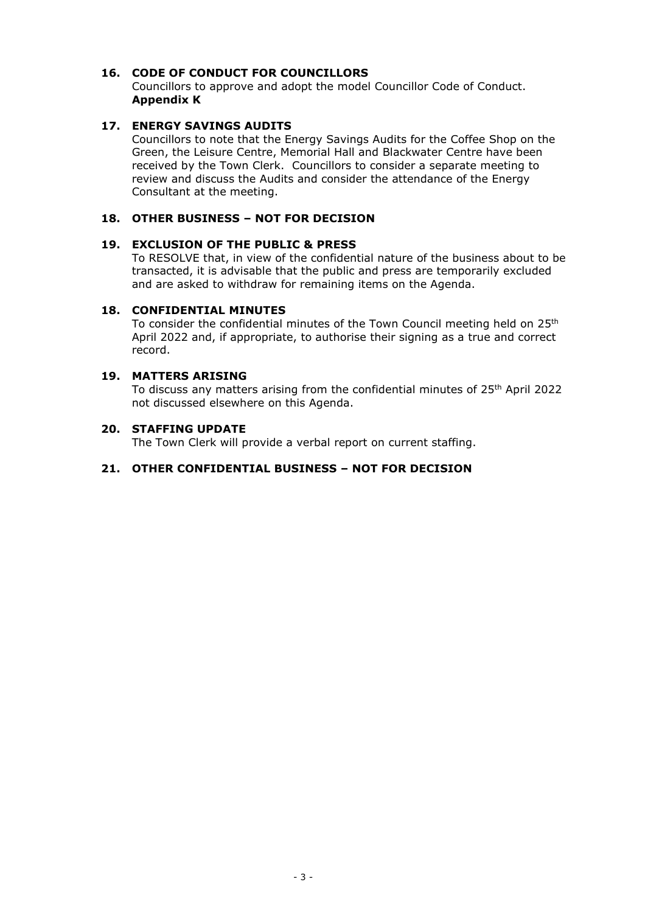### 16. CODE OF CONDUCT FOR COUNCILLORS

Councillors to approve and adopt the model Councillor Code of Conduct.
**Appendix K**

### 17. ENERGY SAVINGS AUDITS

Councillors to note that the Energy Savings Audits for the Coffee Shop on the Green, the Leisure Centre, Memorial Hall and Blackwater Centre have been received by the Town Clerk. Councillors to consider a separate meeting to review and discuss the Audits and consider the attendance of the Energy Consultant at the meeting.

### 18. OTHER BUSINESS – NOT FOR DECISION

### 19. EXCLUSION OF THE PUBLIC & PRESS

To RESOLVE that, in view of the confidential nature of the business about to be transacted, it is advisable that the public and press are temporarily excluded and are asked to withdraw for remaining items on the Agenda.

### 18. CONFIDENTIAL MINUTES

To consider the confidential minutes of the Town Council meeting held on 25th April 2022 and, if appropriate, to authorise their signing as a true and correct record.

### 19. MATTERS ARISING

To discuss any matters arising from the confidential minutes of 25th April 2022 not discussed elsewhere on this Agenda.

### 20. STAFFING UPDATE

The Town Clerk will provide a verbal report on current staffing.

### 21. OTHER CONFIDENTIAL BUSINESS – NOT FOR DECISION